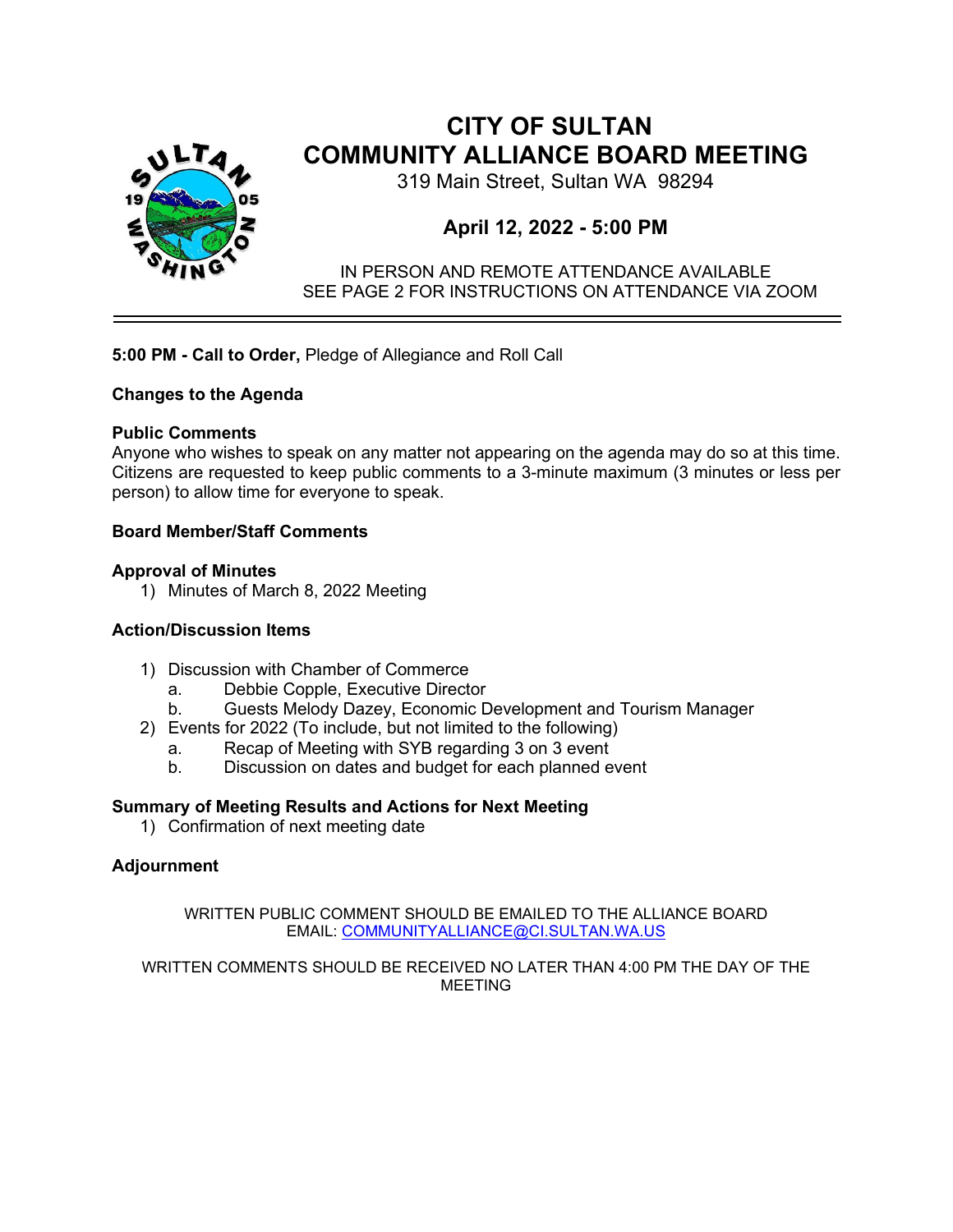# CITY OF SULTAN
# COMMUNITY ALLIANCE BOARD MEETING

319 Main Street, Sultan WA 98294

## April 12, 2022 - 5:00 PM

IN PERSON AND REMOTE ATTENDANCE AVAILABLE
SEE PAGE 2 FOR INSTRUCTIONS ON ATTENDANCE VIA ZOOM

---

**5:00 PM - Call to Order,** Pledge of Allegiance and Roll Call

**Changes to the Agenda**

**Public Comments**
Anyone who wishes to speak on any matter not appearing on the agenda may do so at this time. Citizens are requested to keep public comments to a 3-minute maximum (3 minutes or less per person) to allow time for everyone to speak.

**Board Member/Staff Comments**

**Approval of Minutes**

1) Minutes of March 8, 2022 Meeting

**Action/Discussion Items**

1) Discussion with Chamber of Commerce
   a. Debbie Copple, Executive Director
   b. Guests Melody Dazey, Economic Development and Tourism Manager
2) Events for 2022 (To include, but not limited to the following)
   a. Recap of Meeting with SYB regarding 3 on 3 event
   b. Discussion on dates and budget for each planned event

**Summary of Meeting Results and Actions for Next Meeting**

1) Confirmation of next meeting date

**Adjournment**

WRITTEN PUBLIC COMMENT SHOULD BE EMAILED TO THE ALLIANCE BOARD
EMAIL: COMMUNITYALLIANCE@CI.SULTAN.WA.US

WRITTEN COMMENTS SHOULD BE RECEIVED NO LATER THAN 4:00 PM THE DAY OF THE MEETING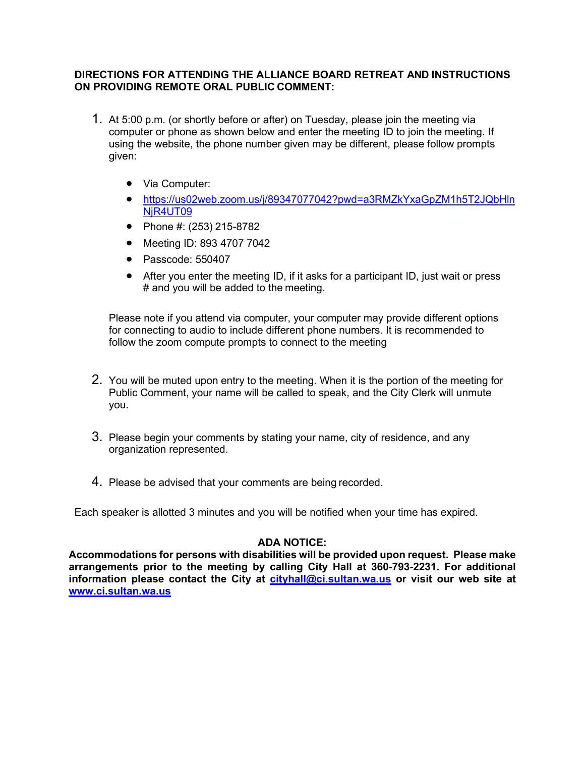**DIRECTIONS FOR ATTENDING THE ALLIANCE BOARD RETREAT AND INSTRUCTIONS ON PROVIDING REMOTE ORAL PUBLIC COMMENT:**

1. At 5:00 p.m. (or shortly before or after) on Tuesday, please join the meeting via computer or phone as shown below and enter the meeting ID to join the meeting. If using the website, the phone number given may be different, please follow prompts given:

   - Via Computer:
   - https://us02web.zoom.us/j/89347077042?pwd=a3RMZkYxaGpZM1h5T2JQbHlnNjR4UT09
   - Phone #: (253) 215-8782
   - Meeting ID: 893 4707 7042
   - Passcode: 550407
   - After you enter the meeting ID, if it asks for a participant ID, just wait or press # and you will be added to the meeting.

   Please note if you attend via computer, your computer may provide different options for connecting to audio to include different phone numbers. It is recommended to follow the zoom compute prompts to connect to the meeting

2. You will be muted upon entry to the meeting. When it is the portion of the meeting for Public Comment, your name will be called to speak, and the City Clerk will unmute you.

3. Please begin your comments by stating your name, city of residence, and any organization represented.

4. Please be advised that your comments are being recorded.

Each speaker is allotted 3 minutes and you will be notified when your time has expired.

**ADA NOTICE:**

**Accommodations for persons with disabilities will be provided upon request. Please make arrangements prior to the meeting by calling City Hall at 360-793-2231. For additional information please contact the City at cityhall@ci.sultan.wa.us or visit our web site at www.ci.sultan.wa.us**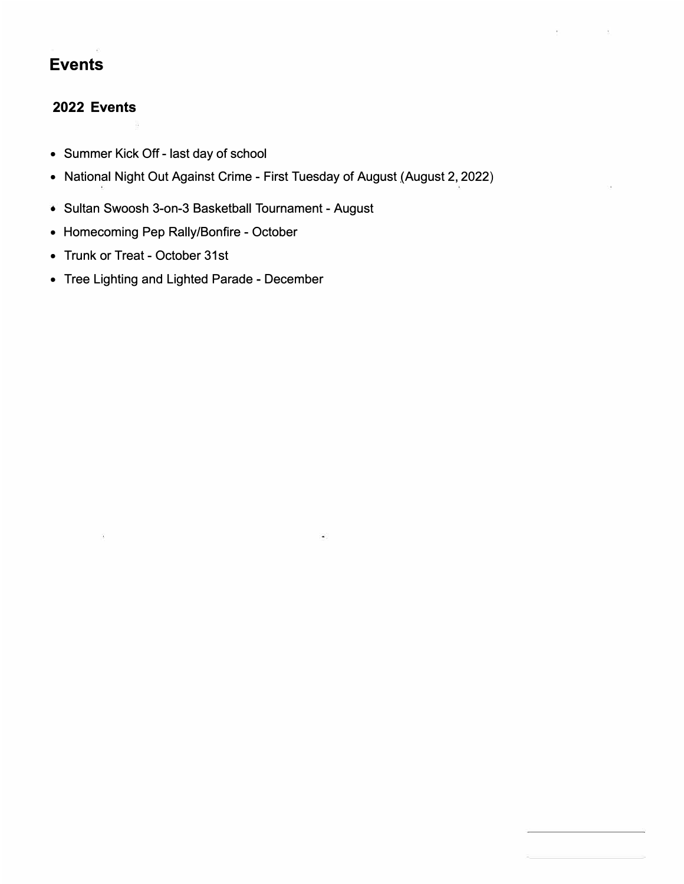# Events

## 2022 Events

- Summer Kick Off - last day of school
- National Night Out Against Crime - First Tuesday of August (August 2, 2022)
- Sultan Swoosh 3-on-3 Basketball Tournament - August
- Homecoming Pep Rally/Bonfire - October
- Trunk or Treat - October 31st
- Tree Lighting and Lighted Parade - December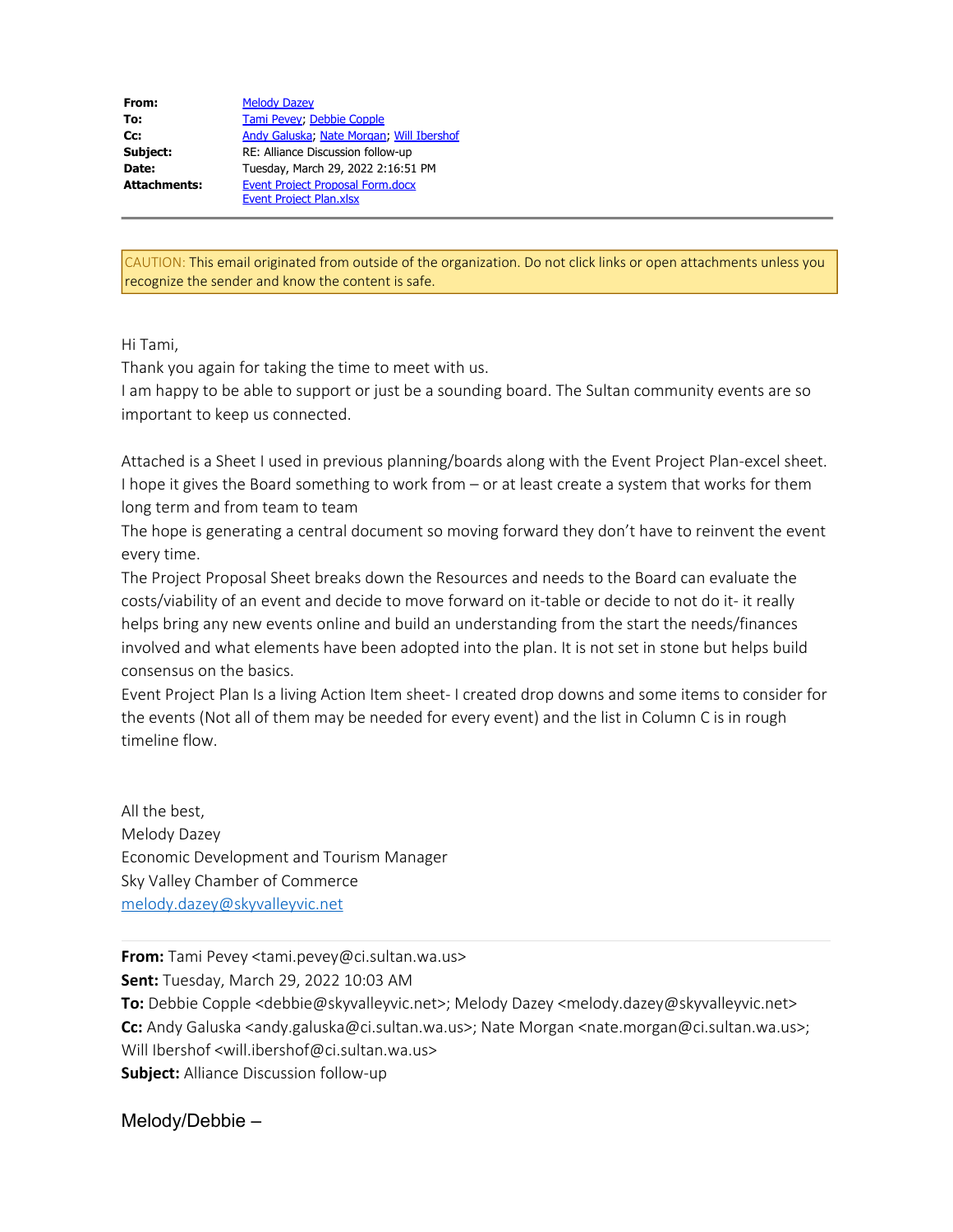| | |
|---|---|
| **From:** | Melody Dazey |
| **To:** | Tami Pevey; Debbie Copple |
| **Cc:** | Andy Galuska; Nate Morgan; Will Ibershof |
| **Subject:** | RE: Alliance Discussion follow-up |
| **Date:** | Tuesday, March 29, 2022 2:16:51 PM |
| **Attachments:** | Event Project Proposal Form.docx<br>Event Project Plan.xlsx |

---

CAUTION: This email originated from outside of the organization. Do not click links or open attachments unless you recognize the sender and know the content is safe.

Hi Tami,

Thank you again for taking the time to meet with us.

I am happy to be able to support or just be a sounding board. The Sultan community events are so important to keep us connected.

Attached is a Sheet I used in previous planning/boards along with the Event Project Plan-excel sheet. I hope it gives the Board something to work from – or at least create a system that works for them long term and from team to team

The hope is generating a central document so moving forward they don't have to reinvent the event every time.

The Project Proposal Sheet breaks down the Resources and needs to the Board can evaluate the costs/viability of an event and decide to move forward on it-table or decide to not do it- it really helps bring any new events online and build an understanding from the start the needs/finances involved and what elements have been adopted into the plan. It is not set in stone but helps build consensus on the basics.

Event Project Plan Is a living Action Item sheet- I created drop downs and some items to consider for the events (Not all of them may be needed for every event) and the list in Column C is in rough timeline flow.

All the best,
Melody Dazey
Economic Development and Tourism Manager
Sky Valley Chamber of Commerce
melody.dazey@skyvalleyvic.net

---

**From:** Tami Pevey <tami.pevey@ci.sultan.wa.us>
**Sent:** Tuesday, March 29, 2022 10:03 AM
**To:** Debbie Copple <debbie@skyvalleyvic.net>; Melody Dazey <melody.dazey@skyvalleyvic.net>
**Cc:** Andy Galuska <andy.galuska@ci.sultan.wa.us>; Nate Morgan <nate.morgan@ci.sultan.wa.us>; Will Ibershof <will.ibershof@ci.sultan.wa.us>
**Subject:** Alliance Discussion follow-up

Melody/Debbie –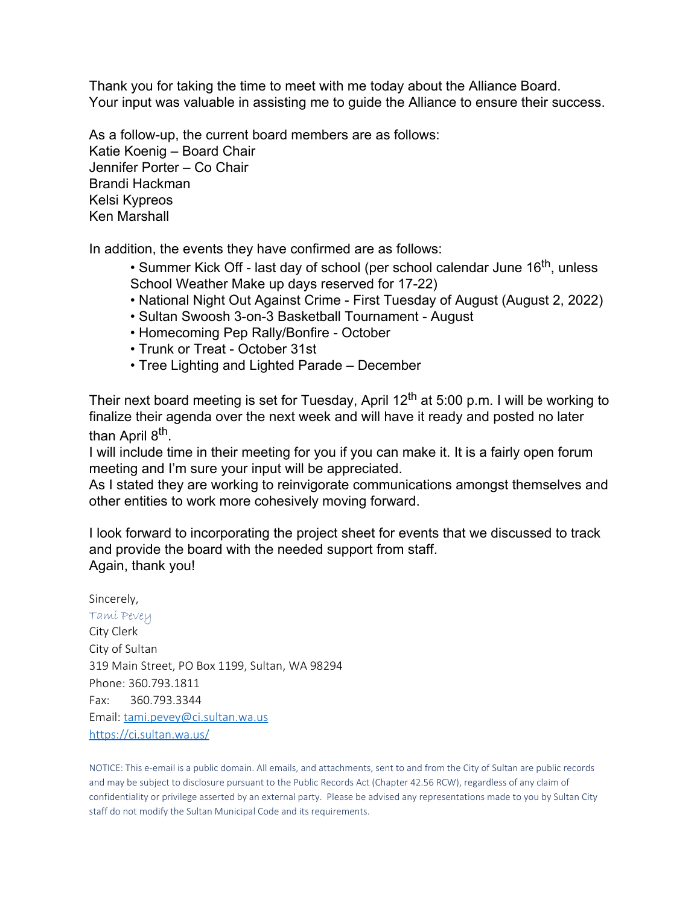Thank you for taking the time to meet with me today about the Alliance Board. Your input was valuable in assisting me to guide the Alliance to ensure their success.

As a follow-up, the current board members are as follows:
Katie Koenig – Board Chair
Jennifer Porter – Co Chair
Brandi Hackman
Kelsi Kypreos
Ken Marshall

In addition, the events they have confirmed are as follows:

- Summer Kick Off - last day of school (per school calendar June 16th, unless School Weather Make up days reserved for 17-22)
- National Night Out Against Crime - First Tuesday of August (August 2, 2022)
- Sultan Swoosh 3-on-3 Basketball Tournament - August
- Homecoming Pep Rally/Bonfire - October
- Trunk or Treat - October 31st
- Tree Lighting and Lighted Parade – December

Their next board meeting is set for Tuesday, April 12th at 5:00 p.m. I will be working to finalize their agenda over the next week and will have it ready and posted no later than April 8th.
I will include time in their meeting for you if you can make it. It is a fairly open forum meeting and I'm sure your input will be appreciated.
As I stated they are working to reinvigorate communications amongst themselves and other entities to work more cohesively moving forward.

I look forward to incorporating the project sheet for events that we discussed to track and provide the board with the needed support from staff.
Again, thank you!

Sincerely,
*Tami Pevey*
City Clerk
City of Sultan
319 Main Street, PO Box 1199, Sultan, WA 98294
Phone: 360.793.1811
Fax: 360.793.3344
Email: tami.pevey@ci.sultan.wa.us
https://ci.sultan.wa.us/

NOTICE: This e-email is a public domain. All emails, and attachments, sent to and from the City of Sultan are public records and may be subject to disclosure pursuant to the Public Records Act (Chapter 42.56 RCW), regardless of any claim of confidentiality or privilege asserted by an external party. Please be advised any representations made to you by Sultan City staff do not modify the Sultan Municipal Code and its requirements.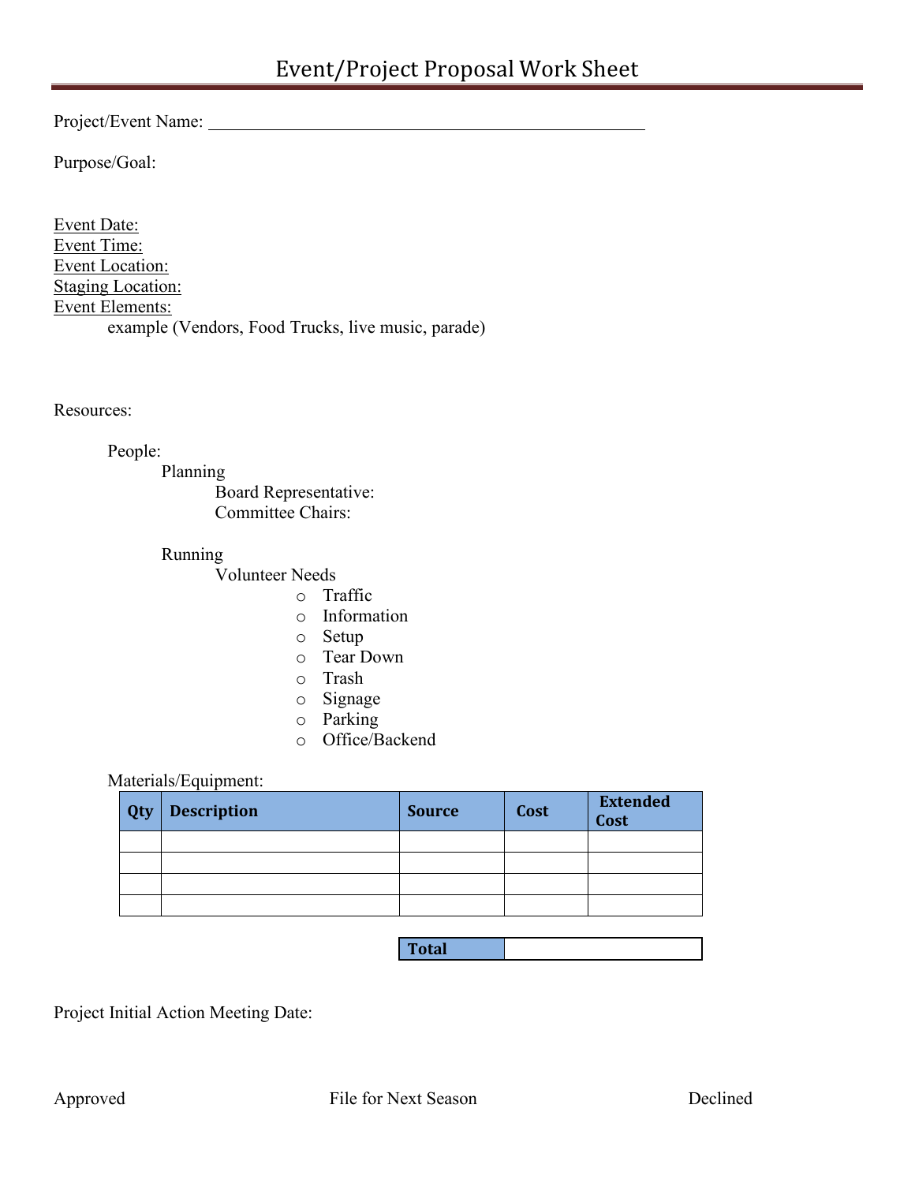# Event/Project Proposal Work Sheet

Project/Event Name: ____________________________________________

Purpose/Goal:

<u>Event Date:</u>
<u>Event Time:</u>
<u>Event Location:</u>
<u>Staging Location:</u>
<u>Event Elements:</u>

example (Vendors, Food Trucks, live music, parade)

Resources:

People:

Planning

Board Representative:

Committee Chairs:

Running

Volunteer Needs

- Traffic
- Information
- Setup
- Tear Down
- Trash
- Signage
- Parking
- Office/Backend

Materials/Equipment:

| Qty | Description | Source | Cost | Extended Cost |
|---|---|---|---|---|
| | | | | |
| | | | | |
| | | | | |
| | | | | |
| | | | **Total** | |

Project Initial Action Meeting Date:

Approved File for Next Season Declined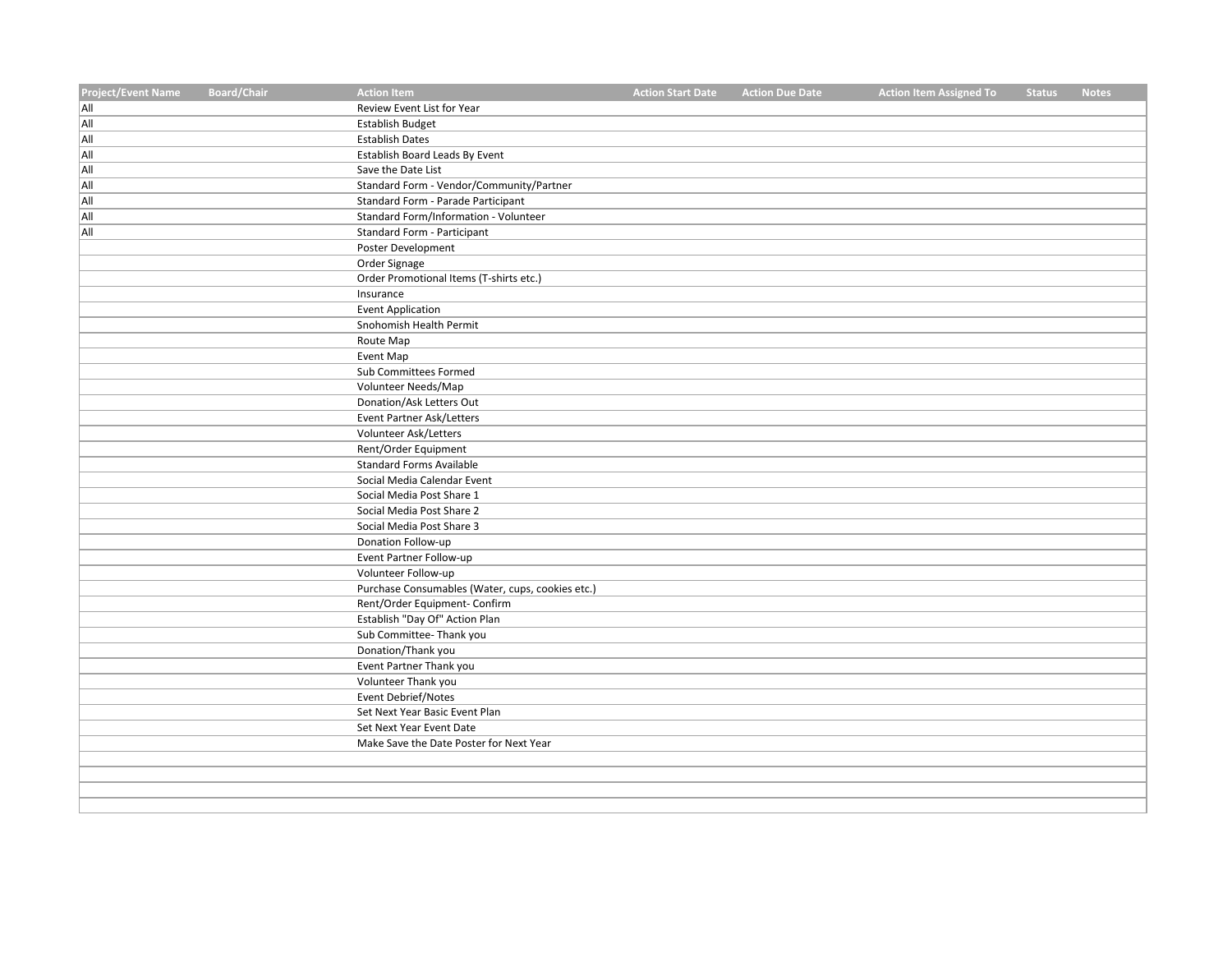| Project/Event Name | Board/Chair | Action Item | Action Start Date | Action Due Date | Action Item Assigned To | Status | Notes |
|---|---|---|---|---|---|---|---|
| All | | Review Event List for Year | | | | | |
| All | | Establish Budget | | | | | |
| All | | Establish Dates | | | | | |
| All | | Establish Board Leads By Event | | | | | |
| All | | Save the Date List | | | | | |
| All | | Standard Form - Vendor/Community/Partner | | | | | |
| All | | Standard Form - Parade Participant | | | | | |
| All | | Standard Form/Information - Volunteer | | | | | |
| All | | Standard Form - Participant | | | | | |
| | | Poster Development | | | | | |
| | | Order Signage | | | | | |
| | | Order Promotional Items (T-shirts etc.) | | | | | |
| | | Insurance | | | | | |
| | | Event Application | | | | | |
| | | Snohomish Health Permit | | | | | |
| | | Route Map | | | | | |
| | | Event Map | | | | | |
| | | Sub Committees Formed | | | | | |
| | | Volunteer Needs/Map | | | | | |
| | | Donation/Ask Letters Out | | | | | |
| | | Event Partner Ask/Letters | | | | | |
| | | Volunteer Ask/Letters | | | | | |
| | | Rent/Order Equipment | | | | | |
| | | Standard Forms Available | | | | | |
| | | Social Media Calendar Event | | | | | |
| | | Social Media Post Share 1 | | | | | |
| | | Social Media Post Share 2 | | | | | |
| | | Social Media Post Share 3 | | | | | |
| | | Donation Follow-up | | | | | |
| | | Event Partner Follow-up | | | | | |
| | | Volunteer Follow-up | | | | | |
| | | Purchase Consumables (Water, cups, cookies etc.) | | | | | |
| | | Rent/Order Equipment- Confirm | | | | | |
| | | Establish "Day Of" Action Plan | | | | | |
| | | Sub Committee- Thank you | | | | | |
| | | Donation/Thank you | | | | | |
| | | Event Partner Thank you | | | | | |
| | | Volunteer Thank you | | | | | |
| | | Event Debrief/Notes | | | | | |
| | | Set Next Year Basic Event Plan | | | | | |
| | | Set Next Year Event Date | | | | | |
| | | Make Save the Date Poster for Next Year | | | | | |
| | | | | | | | |
| | | | | | | | |
| | | | | | | | |
| | | | | | | | |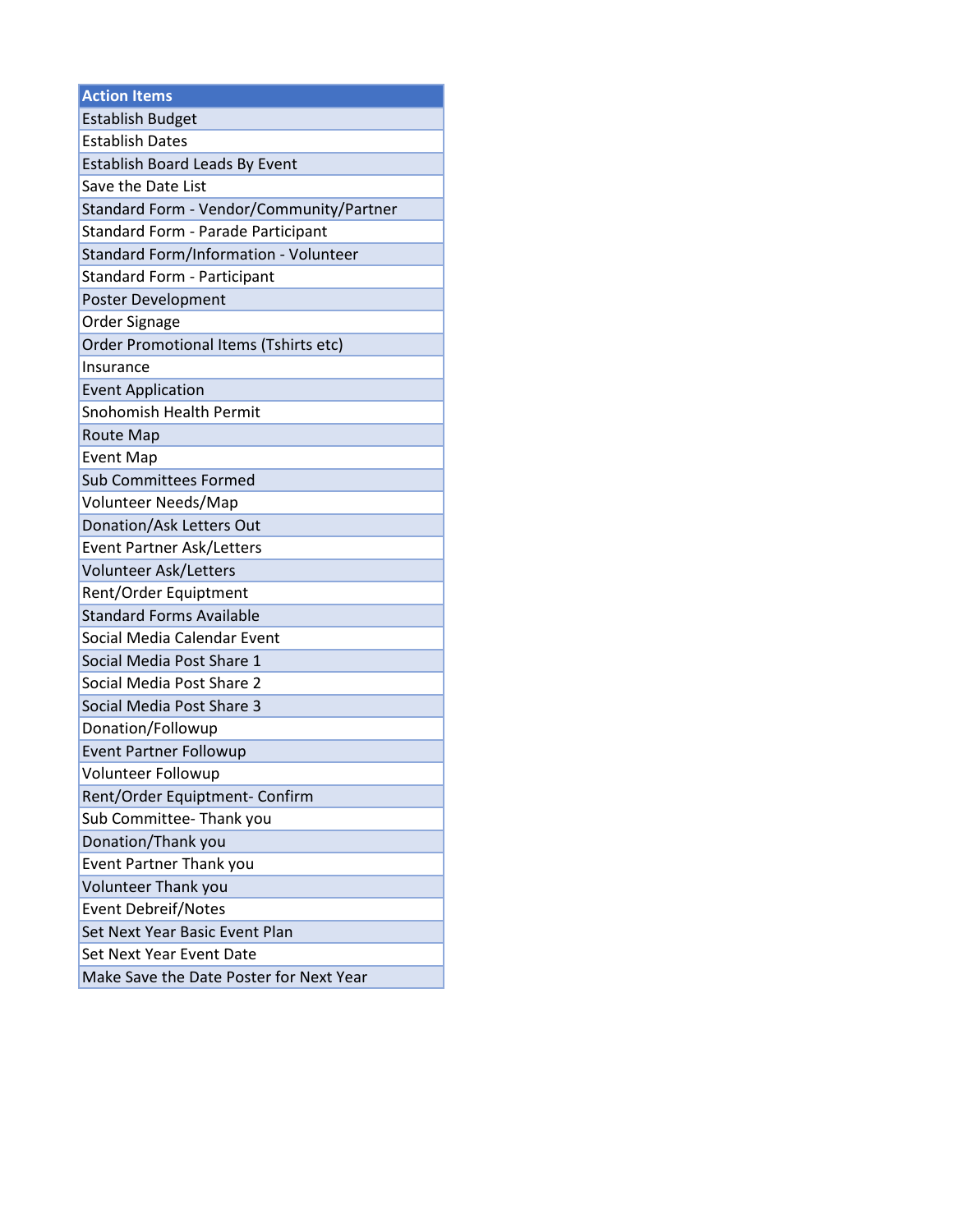| Action Items |
| --- |
| Establish Budget |
| Establish Dates |
| Establish Board Leads By Event |
| Save the Date List |
| Standard Form - Vendor/Community/Partner |
| Standard Form - Parade Participant |
| Standard Form/Information - Volunteer |
| Standard Form - Participant |
| Poster Development |
| Order Signage |
| Order Promotional Items (Tshirts etc) |
| Insurance |
| Event Application |
| Snohomish Health Permit |
| Route Map |
| Event Map |
| Sub Committees Formed |
| Volunteer Needs/Map |
| Donation/Ask Letters Out |
| Event Partner Ask/Letters |
| Volunteer Ask/Letters |
| Rent/Order Equiptment |
| Standard Forms Available |
| Social Media Calendar Event |
| Social Media Post Share 1 |
| Social Media Post Share 2 |
| Social Media Post Share 3 |
| Donation/Followup |
| Event Partner Followup |
| Volunteer Followup |
| Rent/Order Equiptment- Confirm |
| Sub Committee- Thank you |
| Donation/Thank you |
| Event Partner Thank you |
| Volunteer Thank you |
| Event Debreif/Notes |
| Set Next Year Basic Event Plan |
| Set Next Year Event Date |
| Make Save the Date Poster for Next Year |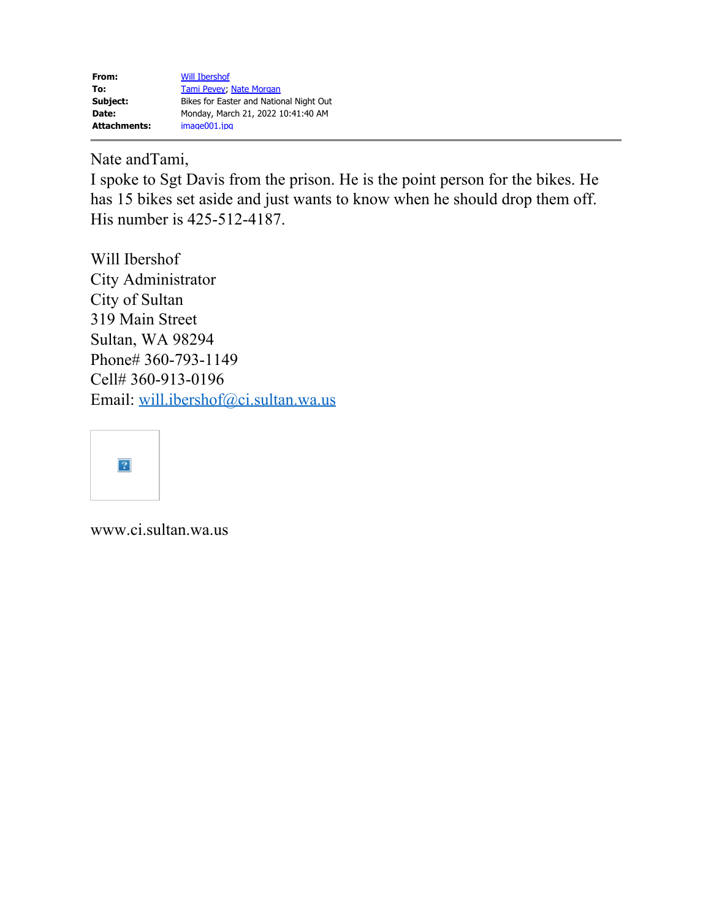| | |
|---|---|
| **From:** | Will Ibershof |
| **To:** | Tami Pevey; Nate Morgan |
| **Subject:** | Bikes for Easter and National Night Out |
| **Date:** | Monday, March 21, 2022 10:41:40 AM |
| **Attachments:** | image001.jpg |

Nate andTami,
I spoke to Sgt Davis from the prison. He is the point person for the bikes. He has 15 bikes set aside and just wants to know when he should drop them off. His number is 425-512-4187.

Will Ibershof
City Administrator
City of Sultan
319 Main Street
Sultan, WA 98294
Phone# 360-793-1149
Cell# 360-913-0196
Email: will.ibershof@ci.sultan.wa.us

www.ci.sultan.wa.us